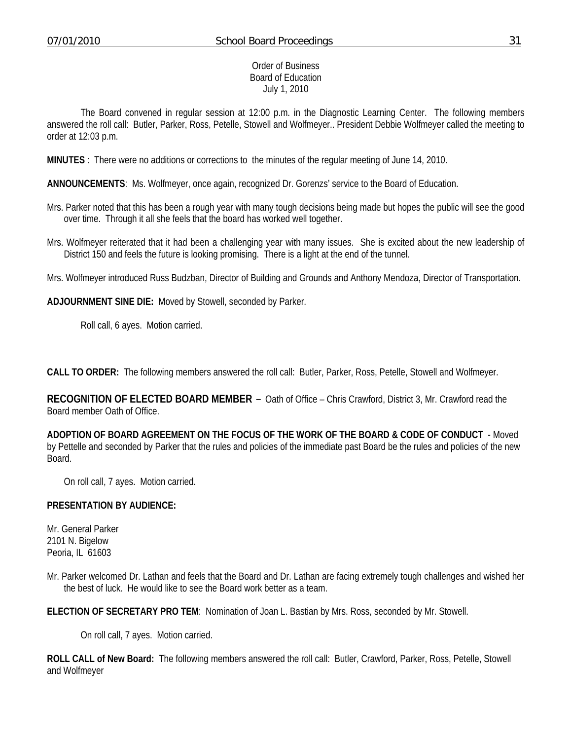Order of Business
Board of Education
July 1, 2010

The Board convened in regular session at 12:00 p.m. in the Diagnostic Learning Center. The following members answered the roll call: Butler, Parker, Ross, Petelle, Stowell and Wolfmeyer.. President Debbie Wolfmeyer called the meeting to order at 12:03 p.m.

**MINUTES** : There were no additions or corrections to the minutes of the regular meeting of June 14, 2010.

**ANNOUNCEMENTS**: Ms. Wolfmeyer, once again, recognized Dr. Gorenzs' service to the Board of Education.

Mrs. Parker noted that this has been a rough year with many tough decisions being made but hopes the public will see the good over time. Through it all she feels that the board has worked well together.

Mrs. Wolfmeyer reiterated that it had been a challenging year with many issues. She is excited about the new leadership of District 150 and feels the future is looking promising. There is a light at the end of the tunnel.

Mrs. Wolfmeyer introduced Russ Budzban, Director of Building and Grounds and Anthony Mendoza, Director of Transportation.

**ADJOURNMENT SINE DIE:** Moved by Stowell, seconded by Parker.

Roll call, 6 ayes. Motion carried.

**CALL TO ORDER:** The following members answered the roll call: Butler, Parker, Ross, Petelle, Stowell and Wolfmeyer.

**RECOGNITION OF ELECTED BOARD MEMBER** – Oath of Office – Chris Crawford, District 3, Mr. Crawford read the Board member Oath of Office.

**ADOPTION OF BOARD AGREEMENT ON THE FOCUS OF THE WORK OF THE BOARD & CODE OF CONDUCT** - Moved by Pettelle and seconded by Parker that the rules and policies of the immediate past Board be the rules and policies of the new Board.

On roll call, 7 ayes. Motion carried.

**PRESENTATION BY AUDIENCE:**

Mr. General Parker
2101 N. Bigelow
Peoria, IL 61603

Mr. Parker welcomed Dr. Lathan and feels that the Board and Dr. Lathan are facing extremely tough challenges and wished her the best of luck. He would like to see the Board work better as a team.

**ELECTION OF SECRETARY PRO TEM**: Nomination of Joan L. Bastian by Mrs. Ross, seconded by Mr. Stowell.

On roll call, 7 ayes. Motion carried.

**ROLL CALL of New Board:** The following members answered the roll call: Butler, Crawford, Parker, Ross, Petelle, Stowell and Wolfmeyer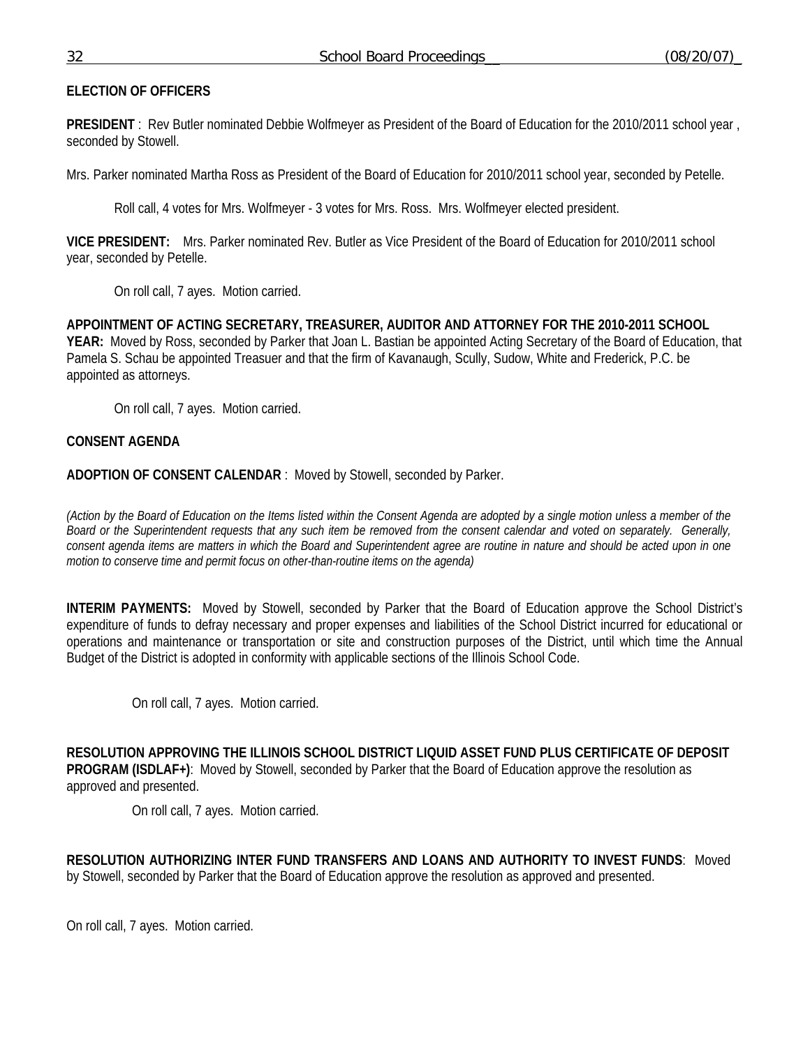**ELECTION OF OFFICERS**

**PRESIDENT** : Rev Butler nominated Debbie Wolfmeyer as President of the Board of Education for the 2010/2011 school year , seconded by Stowell.

Mrs. Parker nominated Martha Ross as President of the Board of Education for 2010/2011 school year, seconded by Petelle.

Roll call, 4 votes for Mrs. Wolfmeyer - 3 votes for Mrs. Ross. Mrs. Wolfmeyer elected president.

**VICE PRESIDENT:** Mrs. Parker nominated Rev. Butler as Vice President of the Board of Education for 2010/2011 school year, seconded by Petelle.

On roll call, 7 ayes. Motion carried.

**APPOINTMENT OF ACTING SECRETARY, TREASURER, AUDITOR AND ATTORNEY FOR THE 2010-2011 SCHOOL YEAR:** Moved by Ross, seconded by Parker that Joan L. Bastian be appointed Acting Secretary of the Board of Education, that Pamela S. Schau be appointed Treasuer and that the firm of Kavanaugh, Scully, Sudow, White and Frederick, P.C. be appointed as attorneys.

On roll call, 7 ayes. Motion carried.

**CONSENT AGENDA**

**ADOPTION OF CONSENT CALENDAR** : Moved by Stowell, seconded by Parker.

*(Action by the Board of Education on the Items listed within the Consent Agenda are adopted by a single motion unless a member of the Board or the Superintendent requests that any such item be removed from the consent calendar and voted on separately. Generally, consent agenda items are matters in which the Board and Superintendent agree are routine in nature and should be acted upon in one motion to conserve time and permit focus on other-than-routine items on the agenda)*

**INTERIM PAYMENTS:** Moved by Stowell, seconded by Parker that the Board of Education approve the School District's expenditure of funds to defray necessary and proper expenses and liabilities of the School District incurred for educational or operations and maintenance or transportation or site and construction purposes of the District, until which time the Annual Budget of the District is adopted in conformity with applicable sections of the Illinois School Code.

On roll call, 7 ayes. Motion carried.

**RESOLUTION APPROVING THE ILLINOIS SCHOOL DISTRICT LIQUID ASSET FUND PLUS CERTIFICATE OF DEPOSIT PROGRAM (ISDLAF+)**: Moved by Stowell, seconded by Parker that the Board of Education approve the resolution as approved and presented.

On roll call, 7 ayes. Motion carried.

**RESOLUTION AUTHORIZING INTER FUND TRANSFERS AND LOANS AND AUTHORITY TO INVEST FUNDS**: Moved by Stowell, seconded by Parker that the Board of Education approve the resolution as approved and presented.

On roll call, 7 ayes. Motion carried.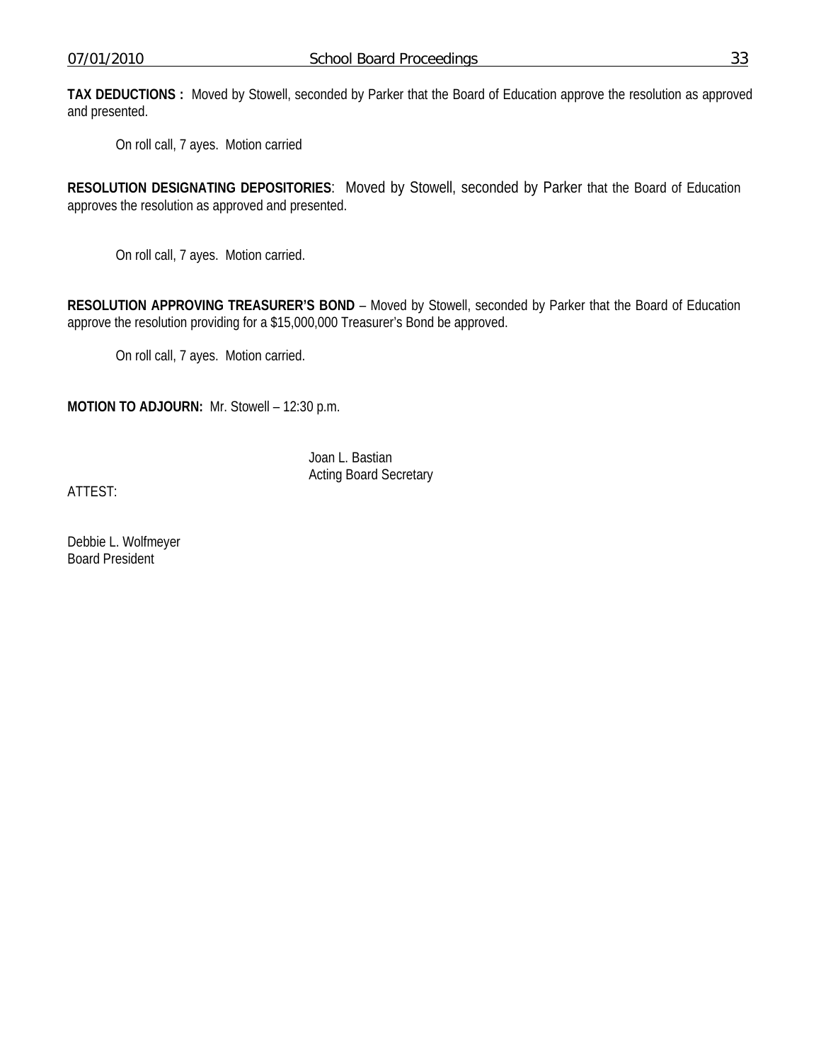**TAX DEDUCTIONS :** Moved by Stowell, seconded by Parker that the Board of Education approve the resolution as approved and presented.

On roll call, 7 ayes. Motion carried

**RESOLUTION DESIGNATING DEPOSITORIES**: Moved by Stowell, seconded by Parker that the Board of Education approves the resolution as approved and presented.

On roll call, 7 ayes. Motion carried.

**RESOLUTION APPROVING TREASURER'S BOND** – Moved by Stowell, seconded by Parker that the Board of Education approve the resolution providing for a $15,000,000 Treasurer's Bond be approved.

On roll call, 7 ayes. Motion carried.

**MOTION TO ADJOURN:** Mr. Stowell – 12:30 p.m.

Joan L. Bastian
Acting Board Secretary

ATTEST:

Debbie L. Wolfmeyer
Board President